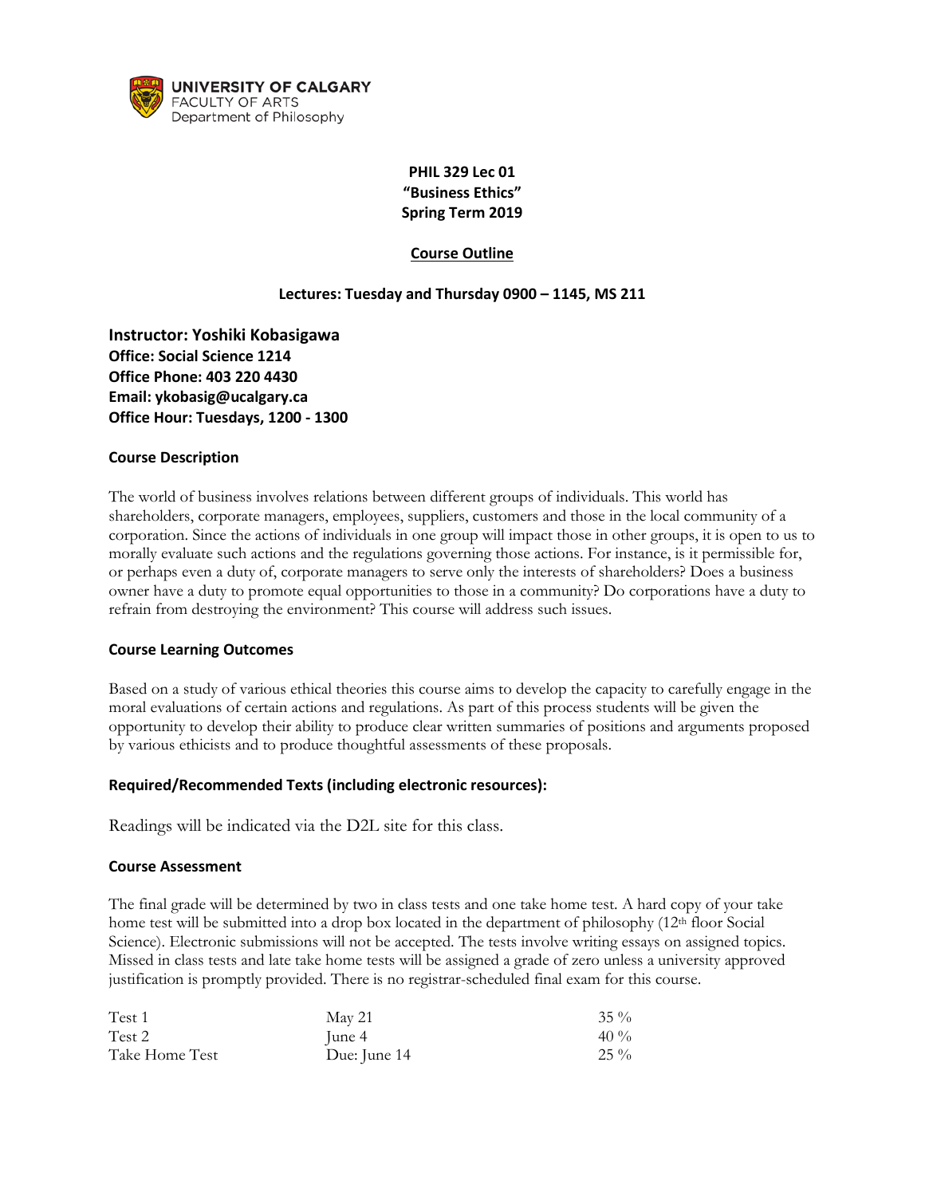UNIVERSITY OF CALGARY
FACULTY OF ARTS
Department of Philosophy

# PHIL 329 Lec 01
# "Business Ethics"
# Spring Term 2019

## Course Outline

**Lectures: Tuesday and Thursday 0900 – 1145, MS 211**

**Instructor: Yoshiki Kobasigawa**
**Office: Social Science 1214**
**Office Phone: 403 220 4430**
**Email: ykobasig@ucalgary.ca**
**Office Hour: Tuesdays, 1200 - 1300**

### Course Description

The world of business involves relations between different groups of individuals. This world has shareholders, corporate managers, employees, suppliers, customers and those in the local community of a corporation. Since the actions of individuals in one group will impact those in other groups, it is open to us to morally evaluate such actions and the regulations governing those actions. For instance, is it permissible for, or perhaps even a duty of, corporate managers to serve only the interests of shareholders? Does a business owner have a duty to promote equal opportunities to those in a community? Do corporations have a duty to refrain from destroying the environment? This course will address such issues.

### Course Learning Outcomes

Based on a study of various ethical theories this course aims to develop the capacity to carefully engage in the moral evaluations of certain actions and regulations. As part of this process students will be given the opportunity to develop their ability to produce clear written summaries of positions and arguments proposed by various ethicists and to produce thoughtful assessments of these proposals.

### Required/Recommended Texts (including electronic resources):

Readings will be indicated via the D2L site for this class.

### Course Assessment

The final grade will be determined by two in class tests and one take home test. A hard copy of your take home test will be submitted into a drop box located in the department of philosophy (12th floor Social Science). Electronic submissions will not be accepted. The tests involve writing essays on assigned topics. Missed in class tests and late take home tests will be assigned a grade of zero unless a university approved justification is promptly provided. There is no registrar-scheduled final exam for this course.

| | | |
|---|---|---|
| Test 1 | May 21 | 35 % |
| Test 2 | June 4 | 40 % |
| Take Home Test | Due: June 14 | 25 % |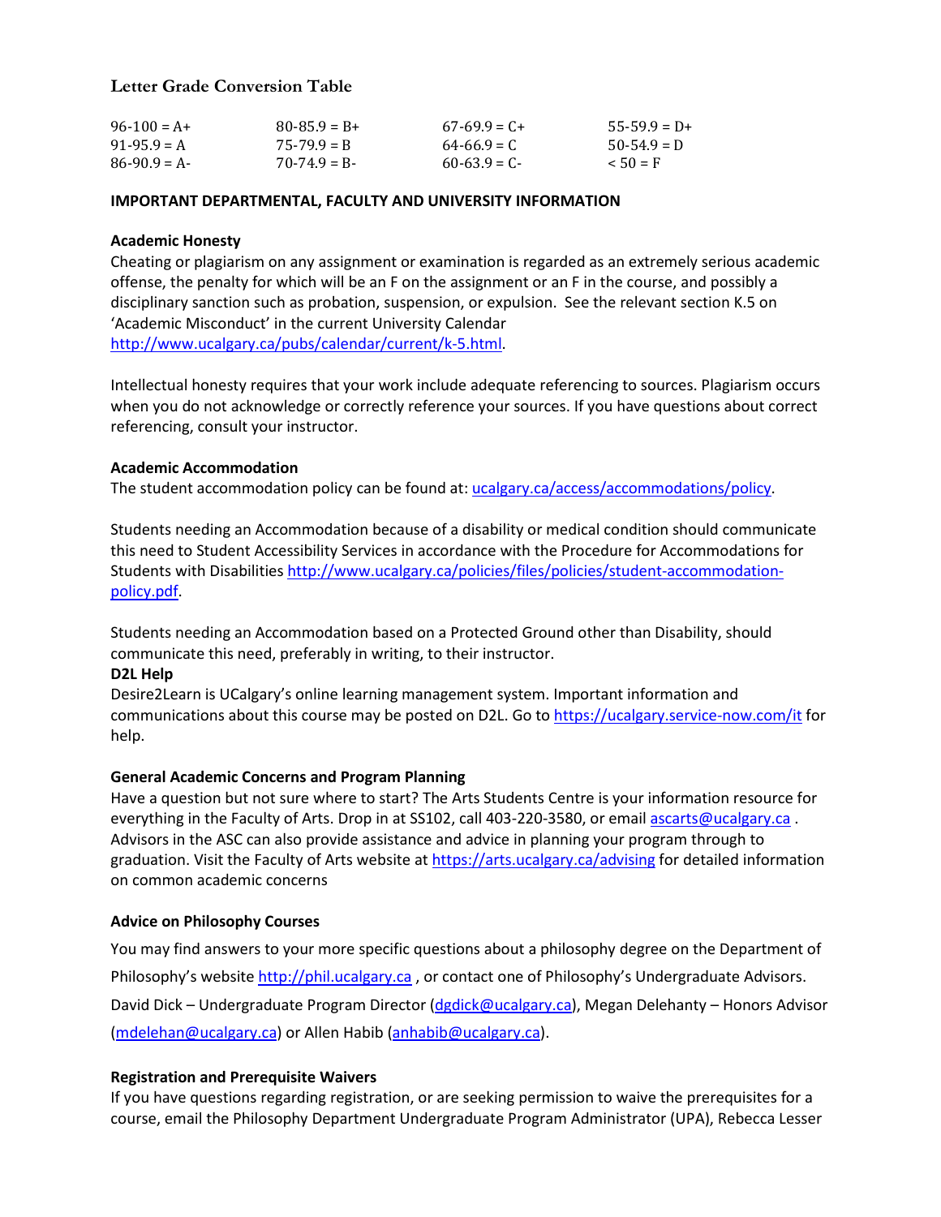### Letter Grade Conversion Table

| | | | |
|---|---|---|---|
| 96-100 = A+ | 80-85.9 = B+ | 67-69.9 = C+ | 55-59.9 = D+ |
| 91-95.9 = A | 75-79.9 = B | 64-66.9 = C | 50-54.9 = D |
| 86-90.9 = A- | 70-74.9 = B- | 60-63.9 = C- | < 50 = F |

**IMPORTANT DEPARTMENTAL, FACULTY AND UNIVERSITY INFORMATION**

**Academic Honesty**

Cheating or plagiarism on any assignment or examination is regarded as an extremely serious academic offense, the penalty for which will be an F on the assignment or an F in the course, and possibly a disciplinary sanction such as probation, suspension, or expulsion. See the relevant section K.5 on 'Academic Misconduct' in the current University Calendar http://www.ucalgary.ca/pubs/calendar/current/k-5.html.

Intellectual honesty requires that your work include adequate referencing to sources. Plagiarism occurs when you do not acknowledge or correctly reference your sources. If you have questions about correct referencing, consult your instructor.

**Academic Accommodation**

The student accommodation policy can be found at: ucalgary.ca/access/accommodations/policy.

Students needing an Accommodation because of a disability or medical condition should communicate this need to Student Accessibility Services in accordance with the Procedure for Accommodations for Students with Disabilities http://www.ucalgary.ca/policies/files/policies/student-accommodation-policy.pdf.

Students needing an Accommodation based on a Protected Ground other than Disability, should communicate this need, preferably in writing, to their instructor.

**D2L Help**

Desire2Learn is UCalgary's online learning management system. Important information and communications about this course may be posted on D2L. Go to https://ucalgary.service-now.com/it for help.

**General Academic Concerns and Program Planning**

Have a question but not sure where to start? The Arts Students Centre is your information resource for everything in the Faculty of Arts. Drop in at SS102, call 403-220-3580, or email ascarts@ucalgary.ca . Advisors in the ASC can also provide assistance and advice in planning your program through to graduation. Visit the Faculty of Arts website at https://arts.ucalgary.ca/advising for detailed information on common academic concerns

**Advice on Philosophy Courses**

You may find answers to your more specific questions about a philosophy degree on the Department of Philosophy's website http://phil.ucalgary.ca , or contact one of Philosophy's Undergraduate Advisors. David Dick – Undergraduate Program Director (dgdick@ucalgary.ca), Megan Delehanty – Honors Advisor (mdelehan@ucalgary.ca) or Allen Habib (anhabib@ucalgary.ca).

**Registration and Prerequisite Waivers**

If you have questions regarding registration, or are seeking permission to waive the prerequisites for a course, email the Philosophy Department Undergraduate Program Administrator (UPA), Rebecca Lesser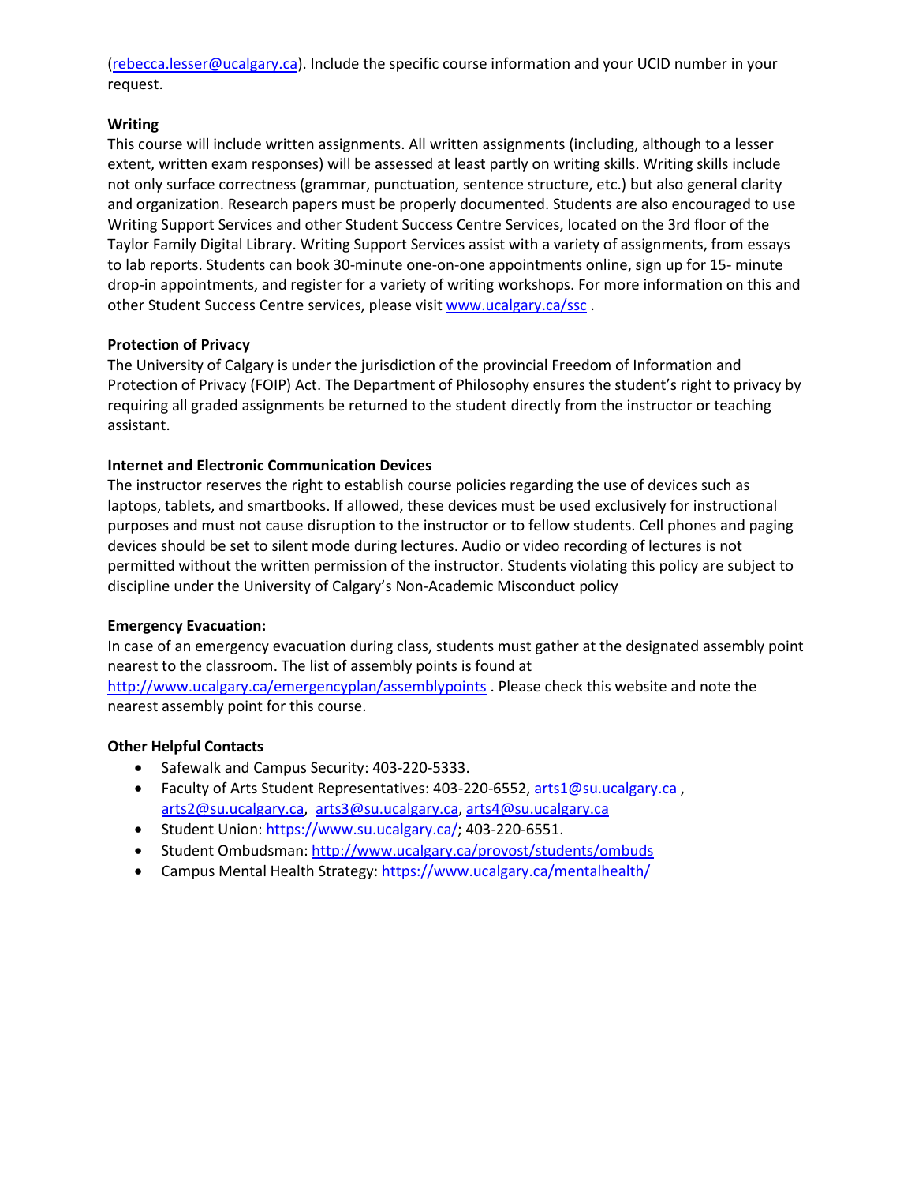(rebecca.lesser@ucalgary.ca). Include the specific course information and your UCID number in your request.

**Writing**

This course will include written assignments. All written assignments (including, although to a lesser extent, written exam responses) will be assessed at least partly on writing skills. Writing skills include not only surface correctness (grammar, punctuation, sentence structure, etc.) but also general clarity and organization. Research papers must be properly documented. Students are also encouraged to use Writing Support Services and other Student Success Centre Services, located on the 3rd floor of the Taylor Family Digital Library. Writing Support Services assist with a variety of assignments, from essays to lab reports. Students can book 30-minute one-on-one appointments online, sign up for 15- minute drop-in appointments, and register for a variety of writing workshops. For more information on this and other Student Success Centre services, please visit www.ucalgary.ca/ssc .

**Protection of Privacy**

The University of Calgary is under the jurisdiction of the provincial Freedom of Information and Protection of Privacy (FOIP) Act. The Department of Philosophy ensures the student's right to privacy by requiring all graded assignments be returned to the student directly from the instructor or teaching assistant.

**Internet and Electronic Communication Devices**

The instructor reserves the right to establish course policies regarding the use of devices such as laptops, tablets, and smartbooks. If allowed, these devices must be used exclusively for instructional purposes and must not cause disruption to the instructor or to fellow students. Cell phones and paging devices should be set to silent mode during lectures. Audio or video recording of lectures is not permitted without the written permission of the instructor. Students violating this policy are subject to discipline under the University of Calgary's Non-Academic Misconduct policy

**Emergency Evacuation:**

In case of an emergency evacuation during class, students must gather at the designated assembly point nearest to the classroom. The list of assembly points is found at http://www.ucalgary.ca/emergencyplan/assemblypoints . Please check this website and note the nearest assembly point for this course.

**Other Helpful Contacts**

- Safewalk and Campus Security: 403-220-5333.
- Faculty of Arts Student Representatives: 403-220-6552, arts1@su.ucalgary.ca , arts2@su.ucalgary.ca, arts3@su.ucalgary.ca, arts4@su.ucalgary.ca
- Student Union: https://www.su.ucalgary.ca/; 403-220-6551.
- Student Ombudsman: http://www.ucalgary.ca/provost/students/ombuds
- Campus Mental Health Strategy: https://www.ucalgary.ca/mentalhealth/